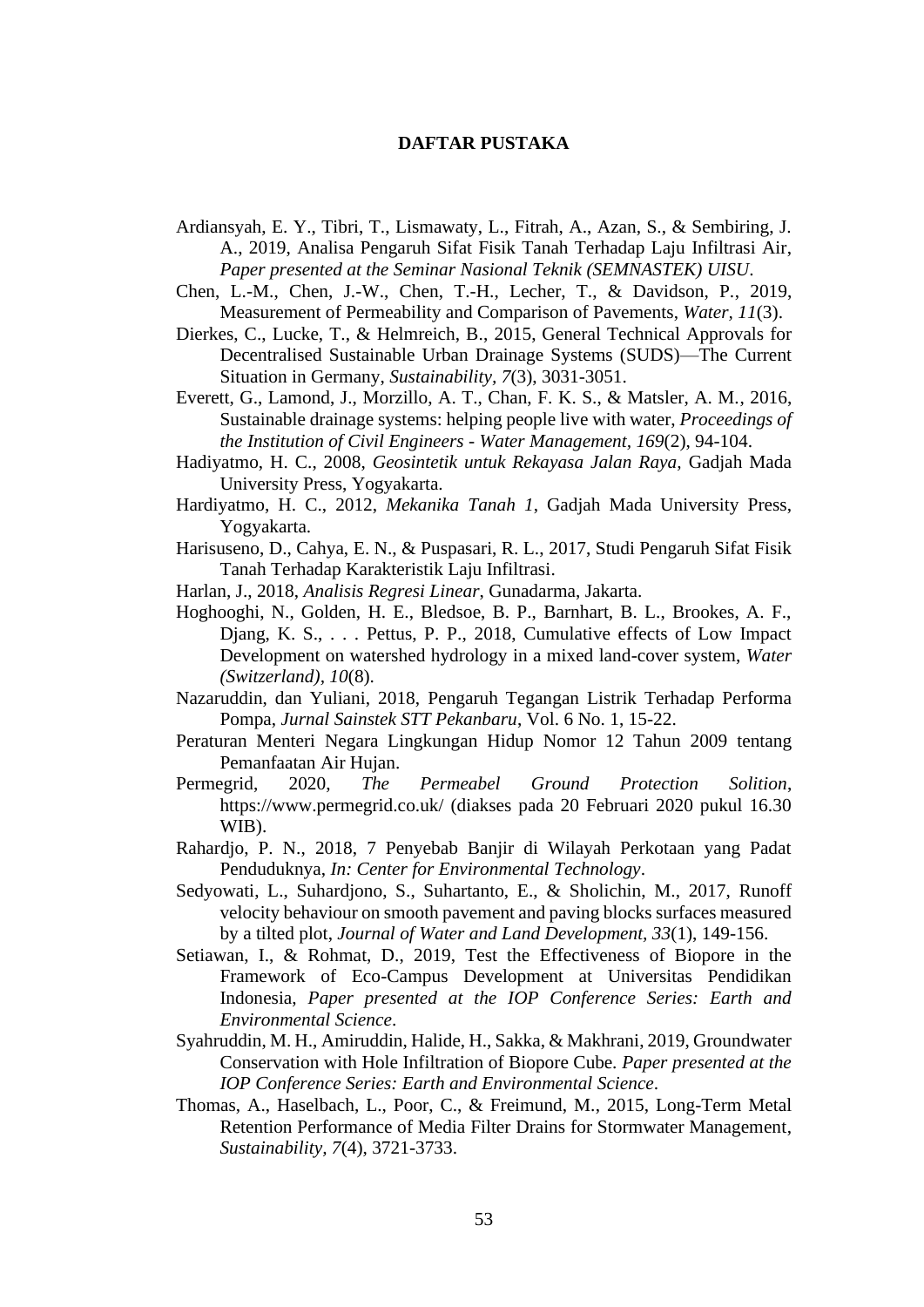# DAFTAR PUSTAKA

Ardiansyah, E. Y., Tibri, T., Lismawaty, L., Fitrah, A., Azan, S., & Sembiring, J. A., 2019, Analisa Pengaruh Sifat Fisik Tanah Terhadap Laju Infiltrasi Air, *Paper presented at the Seminar Nasional Teknik (SEMNASTEK) UISU*.

Chen, L.-M., Chen, J.-W., Chen, T.-H., Lecher, T., & Davidson, P., 2019, Measurement of Permeability and Comparison of Pavements, *Water, 11*(3).

Dierkes, C., Lucke, T., & Helmreich, B., 2015, General Technical Approvals for Decentralised Sustainable Urban Drainage Systems (SUDS)—The Current Situation in Germany, *Sustainability, 7*(3), 3031-3051.

Everett, G., Lamond, J., Morzillo, A. T., Chan, F. K. S., & Matsler, A. M., 2016, Sustainable drainage systems: helping people live with water, *Proceedings of the Institution of Civil Engineers - Water Management, 169*(2), 94-104.

Hadiyatmo, H. C., 2008, *Geosintetik untuk Rekayasa Jalan Raya*, Gadjah Mada University Press, Yogyakarta.

Hardiyatmo, H. C., 2012, *Mekanika Tanah 1*, Gadjah Mada University Press, Yogyakarta.

Harisuseno, D., Cahya, E. N., & Puspasari, R. L., 2017, Studi Pengaruh Sifat Fisik Tanah Terhadap Karakteristik Laju Infiltrasi.

Harlan, J., 2018, *Analisis Regresi Linear*, Gunadarma, Jakarta.

Hoghooghi, N., Golden, H. E., Bledsoe, B. P., Barnhart, B. L., Brookes, A. F., Djang, K. S., . . . Pettus, P. P., 2018, Cumulative effects of Low Impact Development on watershed hydrology in a mixed land-cover system, *Water (Switzerland), 10*(8).

Nazaruddin, dan Yuliani, 2018, Pengaruh Tegangan Listrik Terhadap Performa Pompa, *Jurnal Sainstek STT Pekanbaru*, Vol. 6 No. 1, 15-22.

Peraturan Menteri Negara Lingkungan Hidup Nomor 12 Tahun 2009 tentang Pemanfaatan Air Hujan.

Permegrid, 2020, *The Permeabel Ground Protection Solition*, https://www.permegrid.co.uk/ (diakses pada 20 Februari 2020 pukul 16.30 WIB).

Rahardjo, P. N., 2018, 7 Penyebab Banjir di Wilayah Perkotaan yang Padat Penduduknya, *In: Center for Environmental Technology*.

Sedyowati, L., Suhardjono, S., Suhartanto, E., & Sholichin, M., 2017, Runoff velocity behaviour on smooth pavement and paving blocks surfaces measured by a tilted plot, *Journal of Water and Land Development, 33*(1), 149-156.

Setiawan, I., & Rohmat, D., 2019, Test the Effectiveness of Biopore in the Framework of Eco-Campus Development at Universitas Pendidikan Indonesia, *Paper presented at the IOP Conference Series: Earth and Environmental Science*.

Syahruddin, M. H., Amiruddin, Halide, H., Sakka, & Makhrani, 2019, Groundwater Conservation with Hole Infiltration of Biopore Cube. *Paper presented at the IOP Conference Series: Earth and Environmental Science*.

Thomas, A., Haselbach, L., Poor, C., & Freimund, M., 2015, Long-Term Metal Retention Performance of Media Filter Drains for Stormwater Management, *Sustainability, 7*(4), 3721-3733.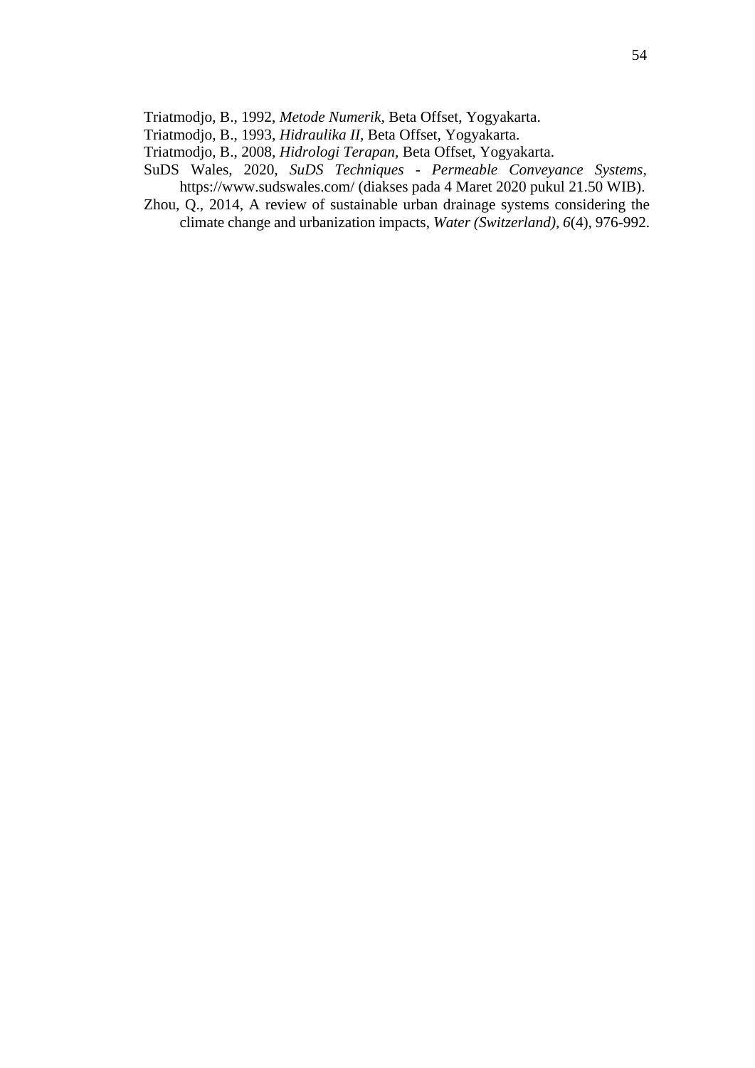Triatmodjo, B., 1992, *Metode Numerik*, Beta Offset, Yogyakarta.

Triatmodjo, B., 1993, *Hidraulika II*, Beta Offset, Yogyakarta.

Triatmodjo, B., 2008, *Hidrologi Terapan*, Beta Offset, Yogyakarta.

SuDS Wales, 2020, *SuDS Techniques - Permeable Conveyance Systems*, https://www.sudswales.com/ (diakses pada 4 Maret 2020 pukul 21.50 WIB).

Zhou, Q., 2014, A review of sustainable urban drainage systems considering the climate change and urbanization impacts, *Water (Switzerland)*, *6*(4), 976-992.